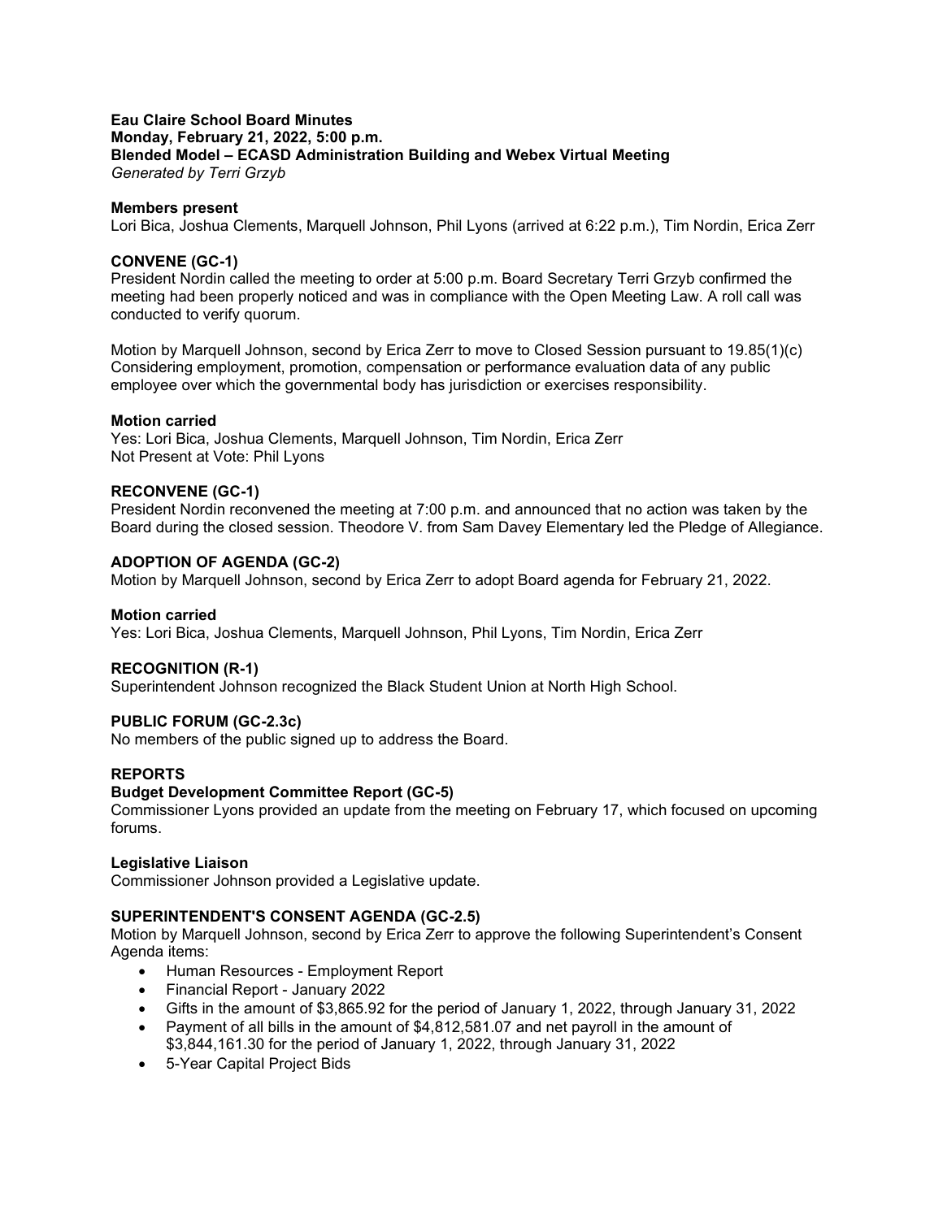**Eau Claire School Board Minutes**
**Monday, February 21, 2022, 5:00 p.m.**
**Blended Model – ECASD Administration Building and Webex Virtual Meeting**
*Generated by Terri Grzyb*

**Members present**
Lori Bica, Joshua Clements, Marquell Johnson, Phil Lyons (arrived at 6:22 p.m.), Tim Nordin, Erica Zerr

**CONVENE (GC-1)**
President Nordin called the meeting to order at 5:00 p.m. Board Secretary Terri Grzyb confirmed the meeting had been properly noticed and was in compliance with the Open Meeting Law. A roll call was conducted to verify quorum.

Motion by Marquell Johnson, second by Erica Zerr to move to Closed Session pursuant to 19.85(1)(c) Considering employment, promotion, compensation or performance evaluation data of any public employee over which the governmental body has jurisdiction or exercises responsibility.

**Motion carried**
Yes: Lori Bica, Joshua Clements, Marquell Johnson, Tim Nordin, Erica Zerr
Not Present at Vote: Phil Lyons

**RECONVENE (GC-1)**
President Nordin reconvened the meeting at 7:00 p.m. and announced that no action was taken by the Board during the closed session. Theodore V. from Sam Davey Elementary led the Pledge of Allegiance.

**ADOPTION OF AGENDA (GC-2)**
Motion by Marquell Johnson, second by Erica Zerr to adopt Board agenda for February 21, 2022.

**Motion carried**
Yes: Lori Bica, Joshua Clements, Marquell Johnson, Phil Lyons, Tim Nordin, Erica Zerr

**RECOGNITION (R-1)**
Superintendent Johnson recognized the Black Student Union at North High School.

**PUBLIC FORUM (GC-2.3c)**
No members of the public signed up to address the Board.

**REPORTS**

**Budget Development Committee Report (GC-5)**
Commissioner Lyons provided an update from the meeting on February 17, which focused on upcoming forums.

**Legislative Liaison**
Commissioner Johnson provided a Legislative update.

**SUPERINTENDENT'S CONSENT AGENDA (GC-2.5)**
Motion by Marquell Johnson, second by Erica Zerr to approve the following Superintendent's Consent Agenda items:

- Human Resources - Employment Report
- Financial Report - January 2022
- Gifts in the amount of $3,865.92 for the period of January 1, 2022, through January 31, 2022
- Payment of all bills in the amount of $4,812,581.07 and net payroll in the amount of $3,844,161.30 for the period of January 1, 2022, through January 31, 2022
- 5-Year Capital Project Bids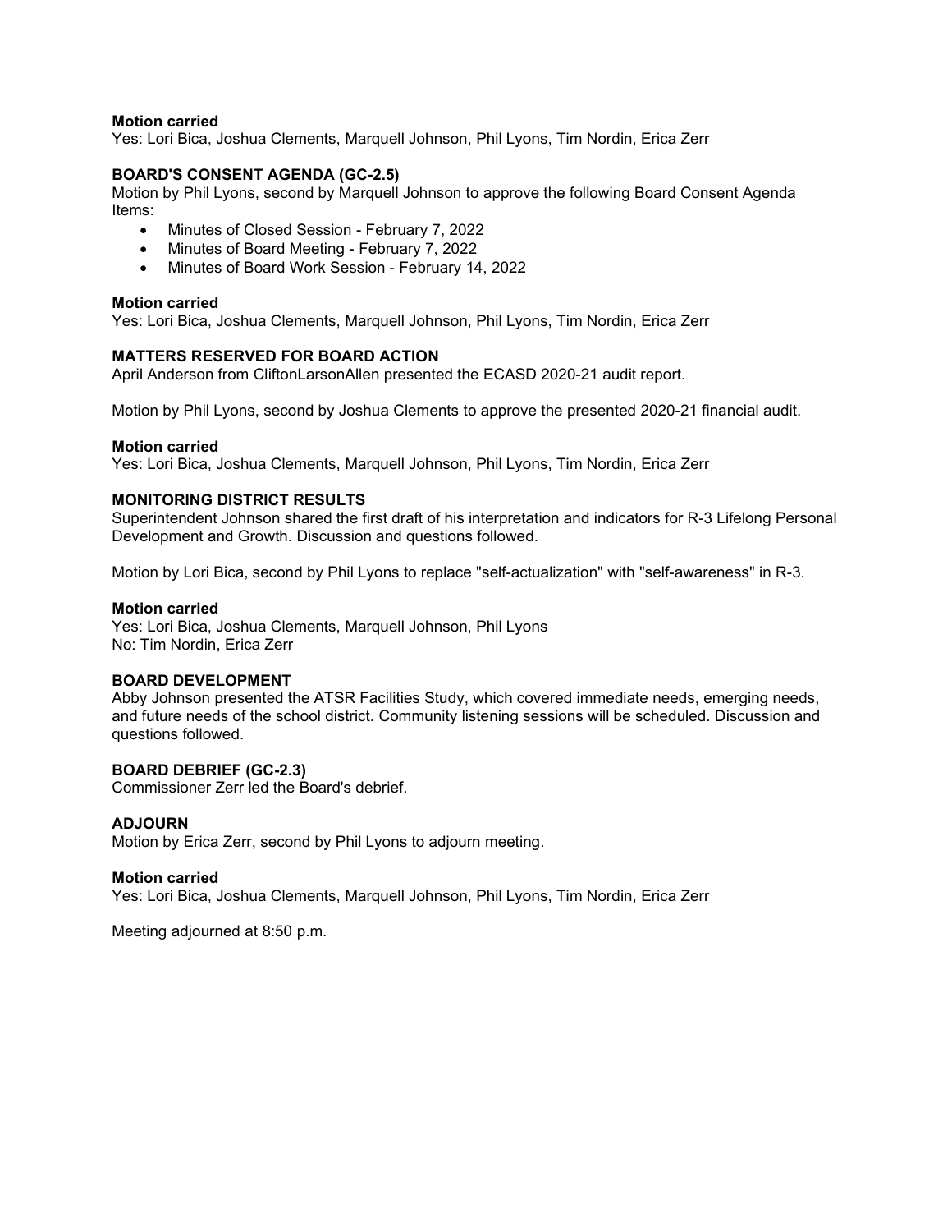**Motion carried**
Yes: Lori Bica, Joshua Clements, Marquell Johnson, Phil Lyons, Tim Nordin, Erica Zerr

**BOARD'S CONSENT AGENDA (GC-2.5)**
Motion by Phil Lyons, second by Marquell Johnson to approve the following Board Consent Agenda Items:

- Minutes of Closed Session - February 7, 2022
- Minutes of Board Meeting - February 7, 2022
- Minutes of Board Work Session - February 14, 2022

**Motion carried**
Yes: Lori Bica, Joshua Clements, Marquell Johnson, Phil Lyons, Tim Nordin, Erica Zerr

**MATTERS RESERVED FOR BOARD ACTION**
April Anderson from CliftonLarsonAllen presented the ECASD 2020-21 audit report.

Motion by Phil Lyons, second by Joshua Clements to approve the presented 2020-21 financial audit.

**Motion carried**
Yes: Lori Bica, Joshua Clements, Marquell Johnson, Phil Lyons, Tim Nordin, Erica Zerr

**MONITORING DISTRICT RESULTS**
Superintendent Johnson shared the first draft of his interpretation and indicators for R-3 Lifelong Personal Development and Growth. Discussion and questions followed.

Motion by Lori Bica, second by Phil Lyons to replace "self-actualization" with "self-awareness" in R-3.

**Motion carried**
Yes: Lori Bica, Joshua Clements, Marquell Johnson, Phil Lyons
No: Tim Nordin, Erica Zerr

**BOARD DEVELOPMENT**
Abby Johnson presented the ATSR Facilities Study, which covered immediate needs, emerging needs, and future needs of the school district. Community listening sessions will be scheduled. Discussion and questions followed.

**BOARD DEBRIEF (GC-2.3)**
Commissioner Zerr led the Board's debrief.

**ADJOURN**
Motion by Erica Zerr, second by Phil Lyons to adjourn meeting.

**Motion carried**
Yes: Lori Bica, Joshua Clements, Marquell Johnson, Phil Lyons, Tim Nordin, Erica Zerr

Meeting adjourned at 8:50 p.m.